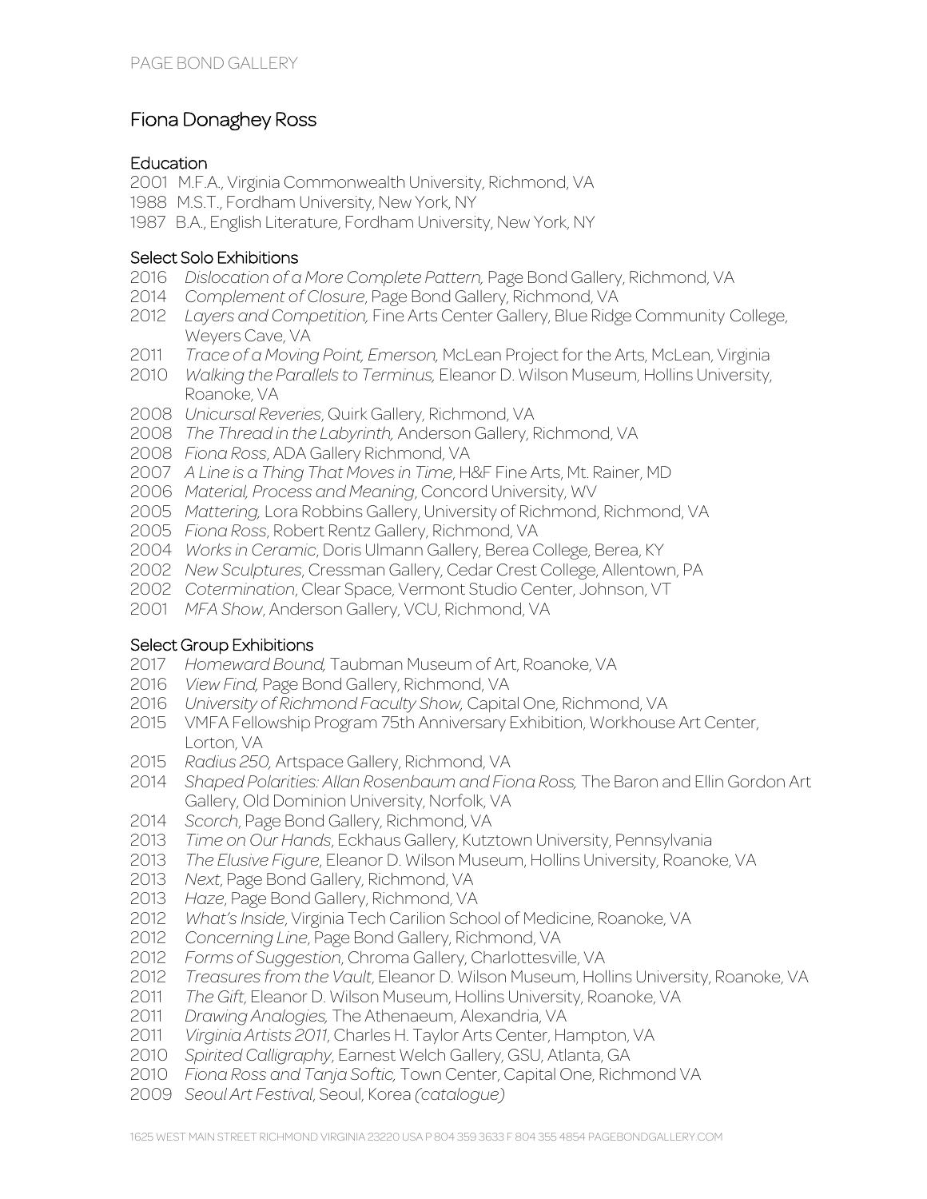PAGE BOND GALLERY

# Fiona Donaghey Ross

## Education

2001 M.F.A., Virginia Commonwealth University, Richmond, VA
1988 M.S.T., Fordham University, New York, NY
1987 B.A., English Literature, Fordham University, New York, NY

## Select Solo Exhibitions

2016 *Dislocation of a More Complete Pattern,* Page Bond Gallery, Richmond, VA
2014 *Complement of Closure*, Page Bond Gallery, Richmond, VA
2012 *Layers and Competition,* Fine Arts Center Gallery, Blue Ridge Community College, Weyers Cave, VA
2011 *Trace of a Moving Point, Emerson,* McLean Project for the Arts, McLean, Virginia
2010 *Walking the Parallels to Terminus,* Eleanor D. Wilson Museum, Hollins University, Roanoke, VA
2008 *Unicursal Reveries*, Quirk Gallery, Richmond, VA
2008 *The Thread in the Labyrinth,* Anderson Gallery, Richmond, VA
2008 *Fiona Ross*, ADA Gallery Richmond, VA
2007 *A Line is a Thing That Moves in Time*, H&F Fine Arts, Mt. Rainer, MD
2006 *Material, Process and Meaning*, Concord University, WV
2005 *Mattering,* Lora Robbins Gallery, University of Richmond, Richmond, VA
2005 *Fiona Ross*, Robert Rentz Gallery, Richmond, VA
2004 *Works in Ceramic*, Doris Ulmann Gallery, Berea College, Berea, KY
2002 *New Sculptures*, Cressman Gallery, Cedar Crest College, Allentown, PA
2002 *Cotermination*, Clear Space, Vermont Studio Center, Johnson, VT
2001 *MFA Show*, Anderson Gallery, VCU, Richmond, VA

## Select Group Exhibitions

2017 *Homeward Bound,* Taubman Museum of Art, Roanoke, VA
2016 *View Find,* Page Bond Gallery, Richmond, VA
2016 *University of Richmond Faculty Show,* Capital One, Richmond, VA
2015 VMFA Fellowship Program 75th Anniversary Exhibition, Workhouse Art Center, Lorton, VA
2015 *Radius 250,* Artspace Gallery, Richmond, VA
2014 *Shaped Polarities: Allan Rosenbaum and Fiona Ross,* The Baron and Ellin Gordon Art Gallery, Old Dominion University, Norfolk, VA
2014 *Scorch*, Page Bond Gallery, Richmond, VA
2013 *Time on Our Hands*, Eckhaus Gallery, Kutztown University, Pennsylvania
2013 *The Elusive Figure*, Eleanor D. Wilson Museum, Hollins University, Roanoke, VA
2013 *Next*, Page Bond Gallery, Richmond, VA
2013 *Haze*, Page Bond Gallery, Richmond, VA
2012 *What's Inside*, Virginia Tech Carilion School of Medicine, Roanoke, VA
2012 *Concerning Line*, Page Bond Gallery, Richmond, VA
2012 *Forms of Suggestion*, Chroma Gallery, Charlottesville, VA
2012 *Treasures from the Vault*, Eleanor D. Wilson Museum, Hollins University, Roanoke, VA
2011 *The Gift*, Eleanor D. Wilson Museum, Hollins University, Roanoke, VA
2011 *Drawing Analogies,* The Athenaeum, Alexandria, VA
2011 *Virginia Artists 2011*, Charles H. Taylor Arts Center, Hampton, VA
2010 *Spirited Calligraphy*, Earnest Welch Gallery, GSU, Atlanta, GA
2010 *Fiona Ross and Tanja Softic,* Town Center, Capital One, Richmond VA
2009 *Seoul Art Festival*, Seoul, Korea *(catalogue)*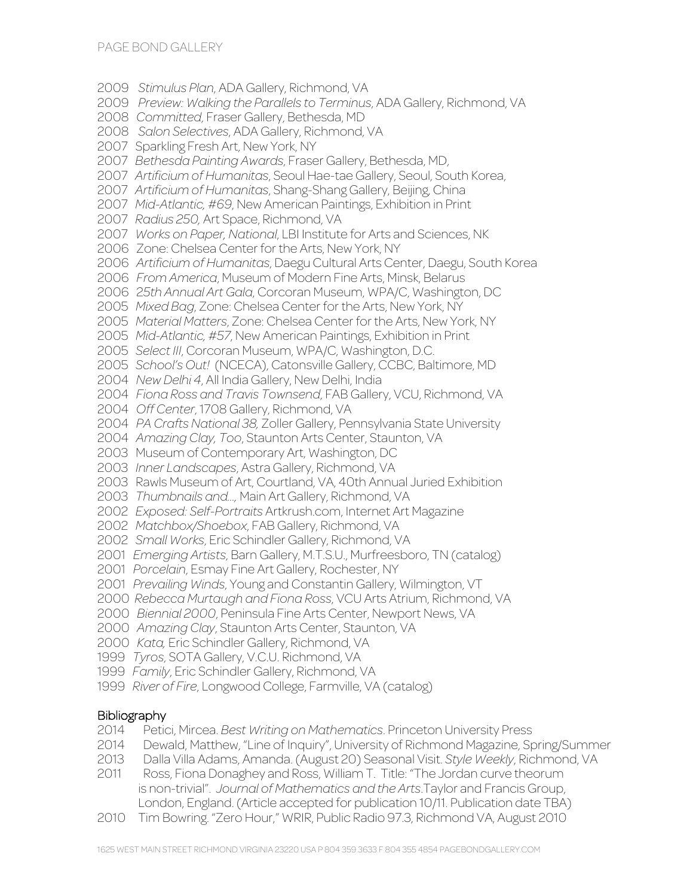2009 *Stimulus Plan*, ADA Gallery, Richmond, VA
2009 *Preview: Walking the Parallels to Terminus*, ADA Gallery, Richmond, VA
2008 *Committed*, Fraser Gallery, Bethesda, MD
2008 *Salon Selectives*, ADA Gallery, Richmond, VA
2007 Sparkling Fresh Art, New York, NY
2007 *Bethesda Painting Awards*, Fraser Gallery, Bethesda, MD,
2007 *Artificium of Humanitas*, Seoul Hae-tae Gallery, Seoul, South Korea,
2007 *Artificium of Humanitas*, Shang-Shang Gallery, Beijing, China
2007 *Mid-Atlantic, #69*, New American Paintings, Exhibition in Print
2007 *Radius 250*, Art Space, Richmond, VA
2007 *Works on Paper, National*, LBI Institute for Arts and Sciences, NK
2006 Zone: Chelsea Center for the Arts, New York, NY
2006 *Artificium of Humanitas*, Daegu Cultural Arts Center, Daegu, South Korea
2006 *From America*, Museum of Modern Fine Arts, Minsk, Belarus
2006 *25th Annual Art Gala*, Corcoran Museum, WPA/C, Washington, DC
2005 *Mixed Bag*, Zone: Chelsea Center for the Arts, New York, NY
2005 *Material Matters*, Zone: Chelsea Center for the Arts, New York, NY
2005 *Mid-Atlantic, #57*, New American Paintings, Exhibition in Print
2005 *Select III*, Corcoran Museum, WPA/C, Washington, D.C.
2005 *School's Out!* (NCECA), Catonsville Gallery, CCBC, Baltimore, MD
2004 *New Delhi 4*, All India Gallery, New Delhi, India
2004 *Fiona Ross and Travis Townsend*, FAB Gallery, VCU, Richmond, VA
2004 *Off Center*, 1708 Gallery, Richmond, VA
2004 *PA Crafts National 38*, Zoller Gallery, Pennsylvania State University
2004 *Amazing Clay, Too*, Staunton Arts Center, Staunton, VA
2003 Museum of Contemporary Art, Washington, DC
2003 *Inner Landscapes*, Astra Gallery, Richmond, VA
2003 Rawls Museum of Art, Courtland, VA, 40th Annual Juried Exhibition
2003 *Thumbnails and...*, Main Art Gallery, Richmond, VA
2002 *Exposed: Self-Portraits* Artkrush.com, Internet Art Magazine
2002 *Matchbox/Shoebox*, FAB Gallery, Richmond, VA
2002 *Small Works*, Eric Schindler Gallery, Richmond, VA
2001 *Emerging Artists*, Barn Gallery, M.T.S.U., Murfreesboro, TN (catalog)
2001 *Porcelain*, Esmay Fine Art Gallery, Rochester, NY
2001 *Prevailing Winds*, Young and Constantin Gallery, Wilmington, VT
2000 *Rebecca Murtaugh and Fiona Ross*, VCU Arts Atrium, Richmond, VA
2000 *Biennial 2000*, Peninsula Fine Arts Center, Newport News, VA
2000 *Amazing Clay*, Staunton Arts Center, Staunton, VA
2000 *Kata*, Eric Schindler Gallery, Richmond, VA
1999 *Tyros*, SOTA Gallery, V.C.U. Richmond, VA
1999 *Family*, Eric Schindler Gallery, Richmond, VA
1999 *River of Fire*, Longwood College, Farmville, VA (catalog)

## Bibliography

2014 Petici, Mircea. *Best Writing on Mathematics*. Princeton University Press
2014 Dewald, Matthew, "Line of Inquiry", University of Richmond Magazine, Spring/Summer
2013 Dalla Villa Adams, Amanda. (August 20) Seasonal Visit. *Style Weekly*, Richmond, VA
2011 Ross, Fiona Donaghey and Ross, William T. Title: "The Jordan curve theorum is non-trivial". *Journal of Mathematics and the Arts*.Taylor and Francis Group, London, England. (Article accepted for publication 10/11. Publication date TBA)
2010 Tim Bowring. "Zero Hour," WRIR, Public Radio 97.3, Richmond VA, August 2010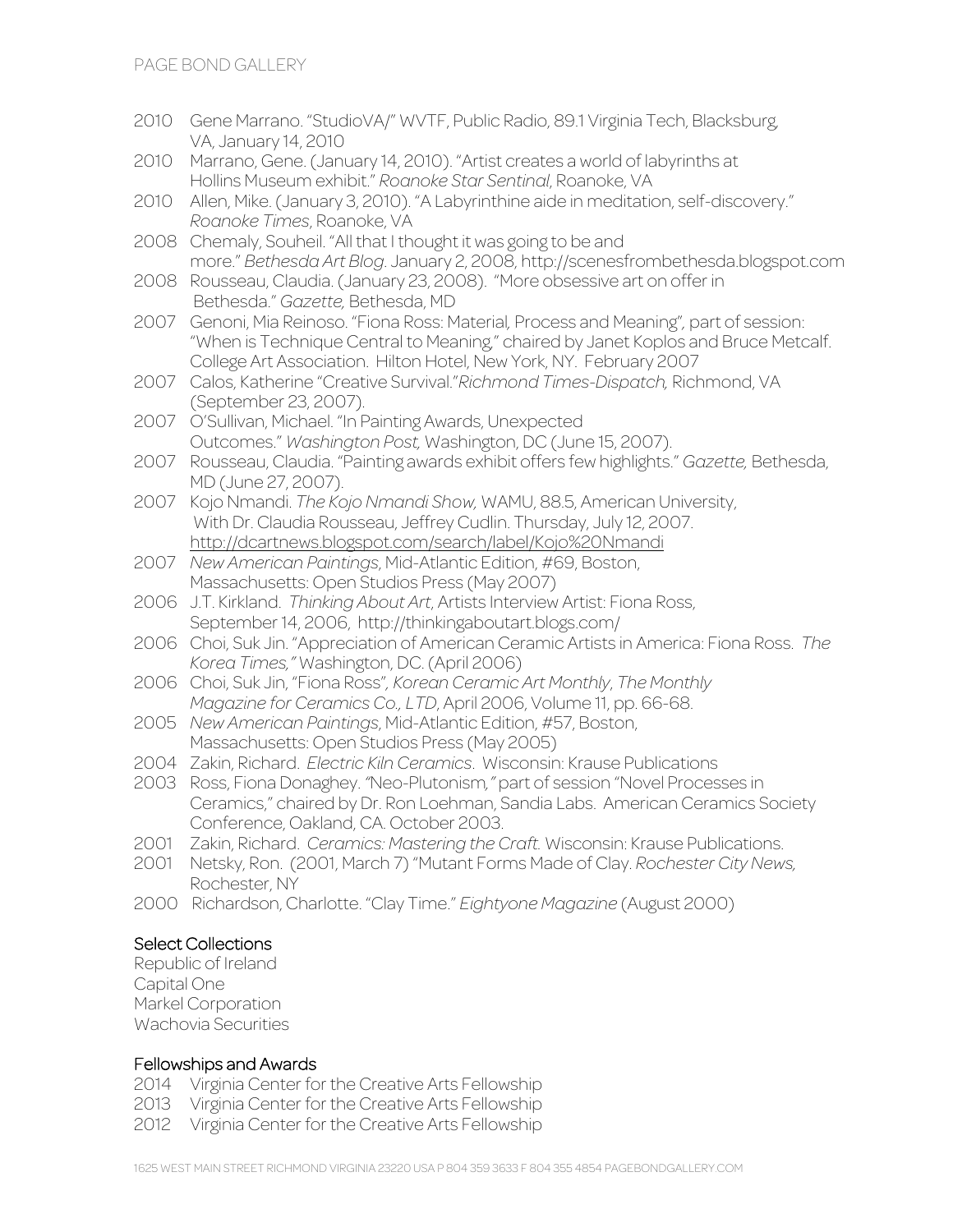2010 Gene Marrano. "StudioVA/" WVTF, Public Radio, 89.1 Virginia Tech, Blacksburg, VA, January 14, 2010

2010 Marrano, Gene. (January 14, 2010). "Artist creates a world of labyrinths at Hollins Museum exhibit." *Roanoke Star Sentinal*, Roanoke, VA

2010 Allen, Mike. (January 3, 2010). "A Labyrinthine aide in meditation, self-discovery." *Roanoke Times*, Roanoke, VA

2008 Chemaly, Souheil. "All that I thought it was going to be and more." *Bethesda Art Blog*. January 2, 2008, http://scenesfrombethesda.blogspot.com

2008 Rousseau, Claudia. (January 23, 2008). "More obsessive art on offer in Bethesda." *Gazette,* Bethesda, MD

2007 Genoni, Mia Reinoso. "Fiona Ross: Material, Process and Meaning", part of session: "When is Technique Central to Meaning," chaired by Janet Koplos and Bruce Metcalf. College Art Association. Hilton Hotel, New York, NY. February 2007

2007 Calos, Katherine "Creative Survival."*Richmond Times-Dispatch,* Richmond, VA (September 23, 2007).

2007 O'Sullivan, Michael. "In Painting Awards, Unexpected Outcomes." *Washington Post,* Washington, DC (June 15, 2007).

2007 Rousseau, Claudia. "Painting awards exhibit offers few highlights." *Gazette,* Bethesda, MD (June 27, 2007).

2007 Kojo Nmandi. *The Kojo Nmandi Show,* WAMU, 88.5, American University, With Dr. Claudia Rousseau, Jeffrey Cudlin. Thursday, July 12, 2007. http://dcartnews.blogspot.com/search/label/Kojo%20Nmandi

2007 *New American Paintings*, Mid-Atlantic Edition, #69, Boston, Massachusetts: Open Studios Press (May 2007)

2006 J.T. Kirkland. *Thinking About Art*, Artists Interview Artist: Fiona Ross, September 14, 2006, http://thinkingaboutart.blogs.com/

2006 Choi, Suk Jin. "Appreciation of American Ceramic Artists in America: Fiona Ross. *The Korea Times,"* Washington, DC. (April 2006)

2006 Choi, Suk Jin, "Fiona Ross", *Korean Ceramic Art Monthly*, *The Monthly Magazine for Ceramics Co., LTD*, April 2006, Volume 11, pp. 66-68.

2005 *New American Paintings*, Mid-Atlantic Edition, #57, Boston, Massachusetts: Open Studios Press (May 2005)

2004 Zakin, Richard. *Electric Kiln Ceramics*. Wisconsin: Krause Publications

2003 Ross, Fiona Donaghey. *"Neo-Plutonism,"* part of session "Novel Processes in Ceramics," chaired by Dr. Ron Loehman, Sandia Labs. American Ceramics Society Conference, Oakland, CA. October 2003.

2001 Zakin, Richard. *Ceramics: Mastering the Craft.* Wisconsin: Krause Publications.

2001 Netsky, Ron. (2001, March 7) "Mutant Forms Made of Clay. *Rochester City News,* Rochester, NY

2000 Richardson, Charlotte. "Clay Time." *Eightyone Magazine* (August 2000)

## Select Collections

Republic of Ireland
Capital One
Markel Corporation
Wachovia Securities

## Fellowships and Awards

2014 Virginia Center for the Creative Arts Fellowship

2013 Virginia Center for the Creative Arts Fellowship

2012 Virginia Center for the Creative Arts Fellowship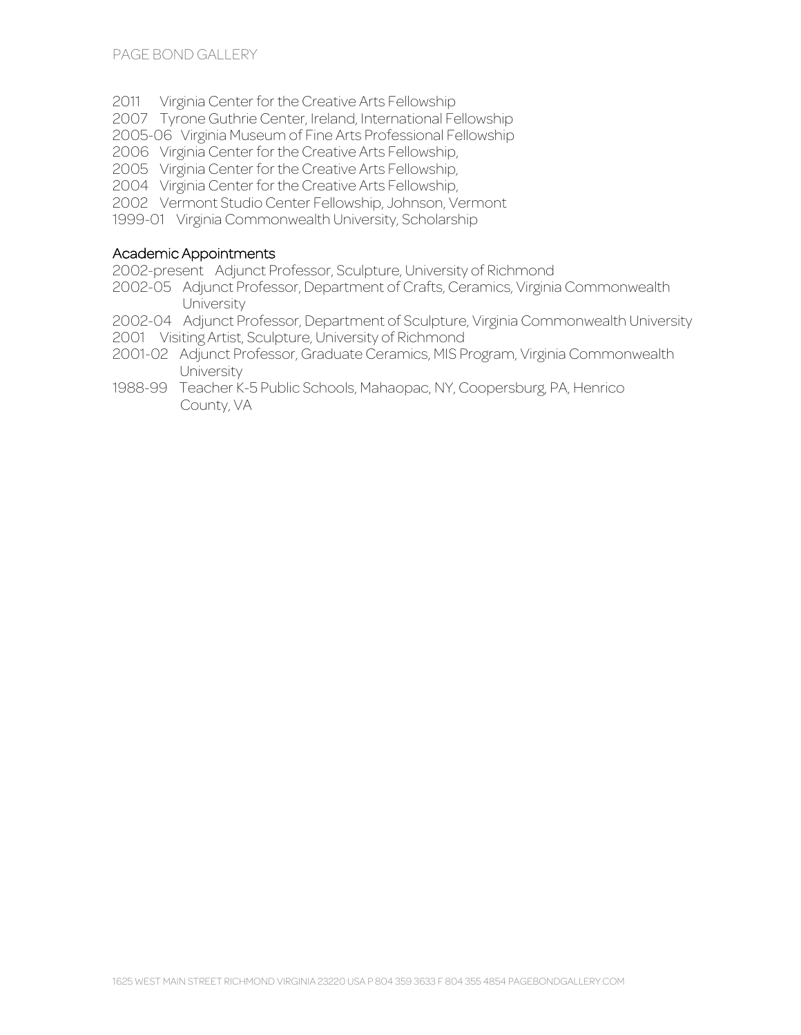2011 Virginia Center for the Creative Arts Fellowship
2007 Tyrone Guthrie Center, Ireland, International Fellowship
2005-06 Virginia Museum of Fine Arts Professional Fellowship
2006 Virginia Center for the Creative Arts Fellowship,
2005 Virginia Center for the Creative Arts Fellowship,
2004 Virginia Center for the Creative Arts Fellowship,
2002 Vermont Studio Center Fellowship, Johnson, Vermont
1999-01 Virginia Commonwealth University, Scholarship

## Academic Appointments

2002-present Adjunct Professor, Sculpture, University of Richmond
2002-05 Adjunct Professor, Department of Crafts, Ceramics, Virginia Commonwealth University
2002-04 Adjunct Professor, Department of Sculpture, Virginia Commonwealth University
2001 Visiting Artist, Sculpture, University of Richmond
2001-02 Adjunct Professor, Graduate Ceramics, MIS Program, Virginia Commonwealth University
1988-99 Teacher K-5 Public Schools, Mahaopac, NY, Coopersburg, PA, Henrico County, VA